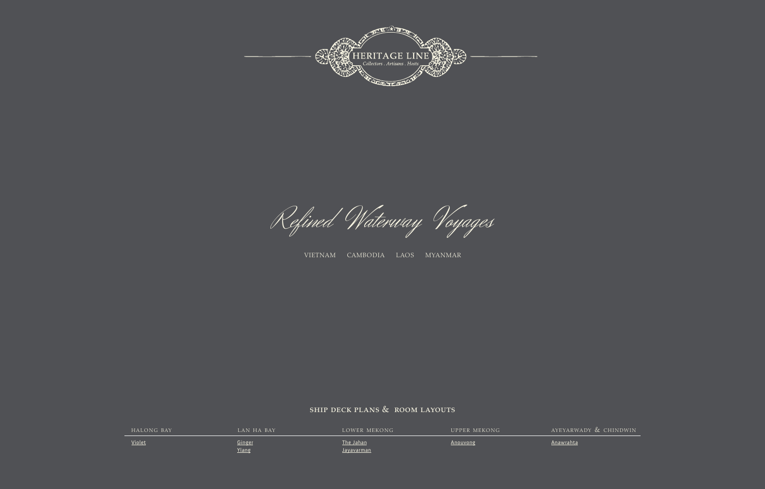HERITAGE LINE

*Collectors . Artisans . Hosts*

# Refined Waterway Voyages

VIETNAM CAMBODIA LAOS MYANMAR

## SHIP DECK PLANS & ROOM LAYOUTS

| HALONG BAY | LAN HA BAY | LOWER MEKONG | UPPER MEKONG | AYEYARWADY & CHINDWIN |
|---|---|---|---|---|
| Violet | Ginger | The Jahan | Anouvong | Anawrahta |
| | Ylang | Jayavarman | | |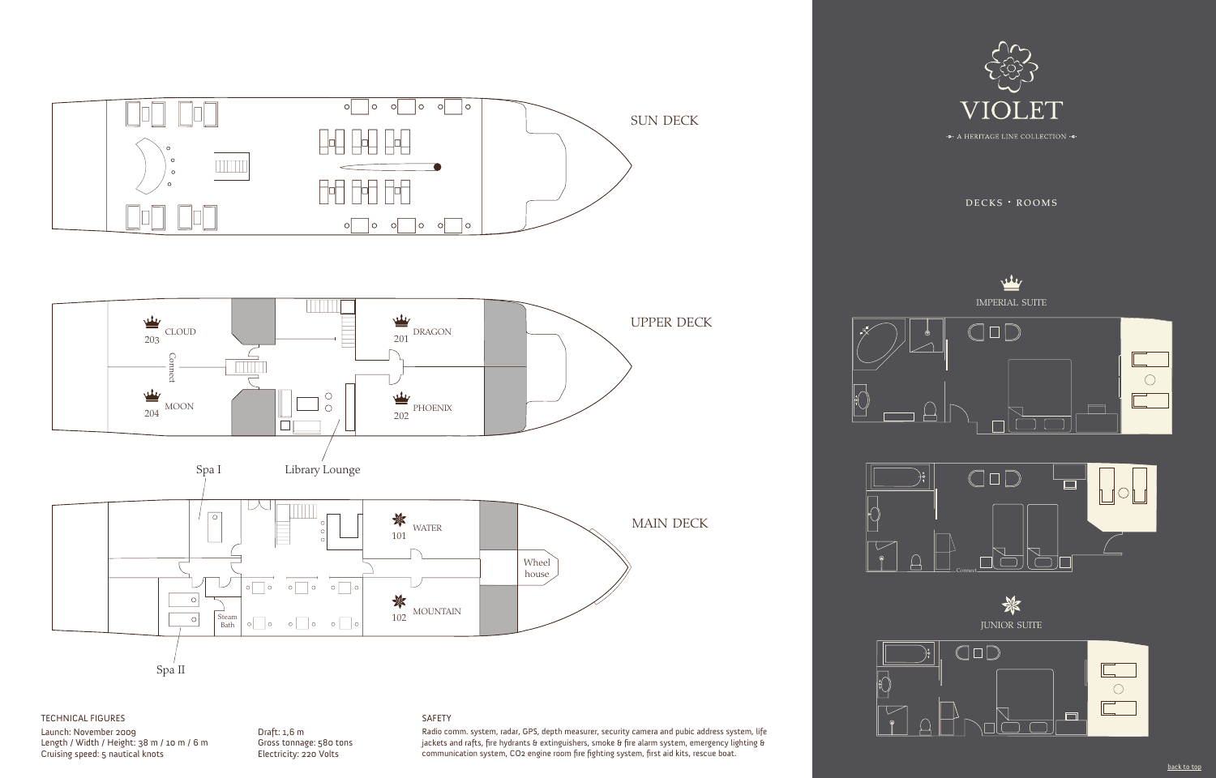# VIOLET

A HERITAGE LINE COLLECTION

DECKS · ROOMS

## SUN DECK

## UPPER DECK

203 CLOUD

Connect

204 MOON

201 DRAGON

202 PHOENIX

Library Lounge

## MAIN DECK

Spa I

101 WATER

102 MOUNTAIN

Wheel house

Steam Bath

Spa II

IMPERIAL SUITE

Connect

JUNIOR SUITE

### TECHNICAL FIGURES

Launch: November 2009
Length / Width / Height: 38 m / 10 m / 6 m
Cruising speed: 5 nautical knots

Draft: 1,6 m
Gross tonnage: 580 tons
Electricity: 220 Volts

### SAFETY

Radio comm. system, radar, GPS, depth measurer, security camera and pubic address system, life jackets and rafts, fire hydrants & extinguishers, smoke & fire alarm system, emergency lighting & communication system, CO2 engine room fire fighting system, first aid kits, rescue boat.

back to top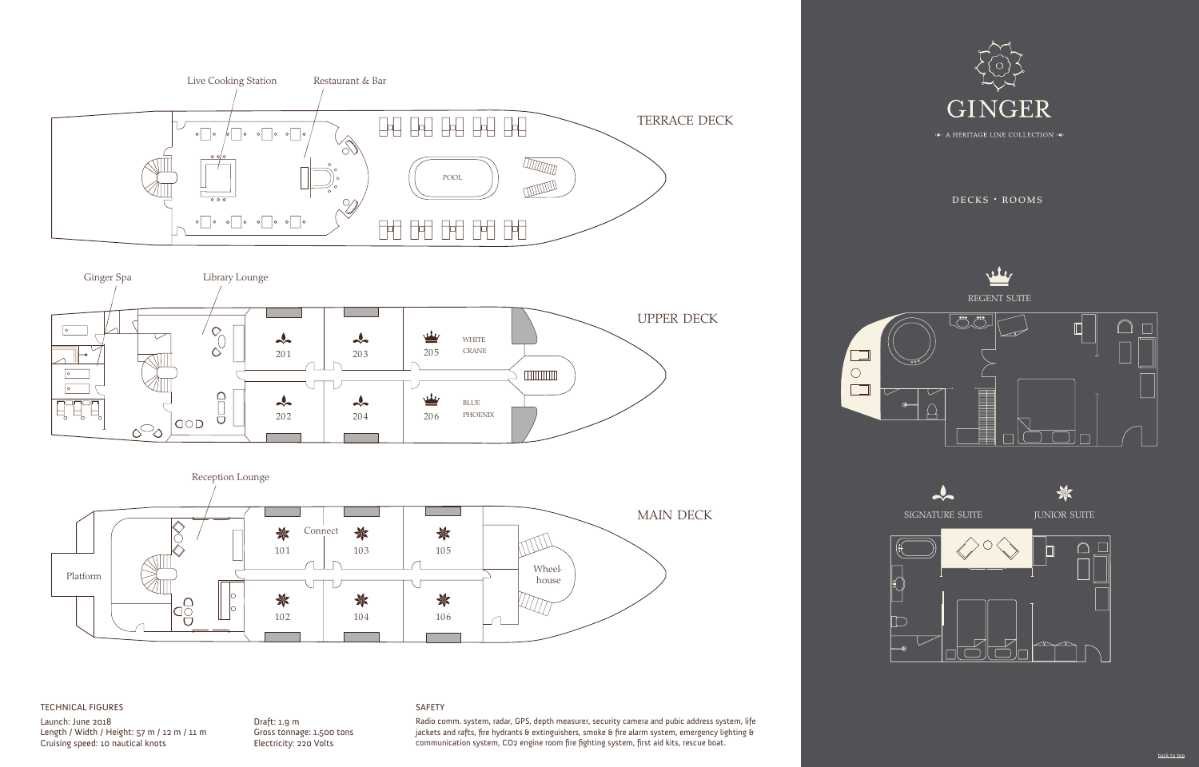# TERRACE DECK

Live Cooking Station

Restaurant & Bar

POOL

# UPPER DECK

Ginger Spa

Library Lounge

201

203

205 WHITE CRANE

202

204

206 BLUE PHOENIX

# MAIN DECK

Reception Lounge

Connect

101

103

105

102

104

106

Platform

Wheel-house

# GINGER

A HERITAGE LINE COLLECTION

DECKS · ROOMS

REGENT SUITE

SIGNATURE SUITE

JUNIOR SUITE

## TECHNICAL FIGURES

Launch: June 2018
Length / Width / Height: 57 m / 12 m / 11 m
Cruising speed: 10 nautical knots

Draft: 1.9 m
Gross tonnage: 1.500 tons
Electricity: 220 Volts

## SAFETY

Radio comm. system, radar, GPS, depth measurer, security camera and pubic address system, life jackets and rafts, fire hydrants & extinguishers, smoke & fire alarm system, emergency lighting & communication system, CO2 engine room fire fighting system, first aid kits, rescue boat.

back to top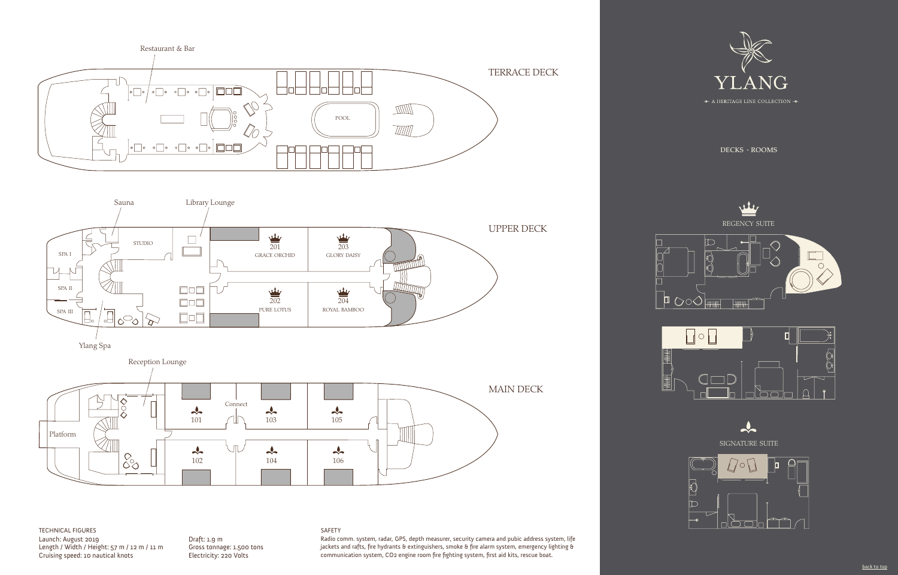# YLANG

A HERITAGE LINE COLLECTION

DECKS · ROOMS

## TERRACE DECK

Restaurant & Bar

POOL

## UPPER DECK

Sauna

Library Lounge

SPA I

SPA II

SPA III

STUDIO

201 GRACE ORCHID

203 GLORY DAISY

202 PURE LOTUS

204 ROYAL BAMBOO

Ylang Spa

## MAIN DECK

Reception Lounge

Platform

Connect

101

103

105

102

104

106

REGENCY SUITE

SIGNATURE SUITE

### TECHNICAL FIGURES

Launch: August 2019
Length / Width / Height: 57 m / 12 m / 11 m
Cruising speed: 10 nautical knots

Draft: 1.9 m
Gross tonnage: 1.500 tons
Electricity: 220 Volts

### SAFETY

Radio comm. system, radar, GPS, depth measurer, security camera and pubic address system, life jackets and rafts, fire hydrants & extinguishers, smoke & fire alarm system, emergency lighting & communication system, $CO_2$ engine room fire fighting system, first aid kits, rescue boat.

back to top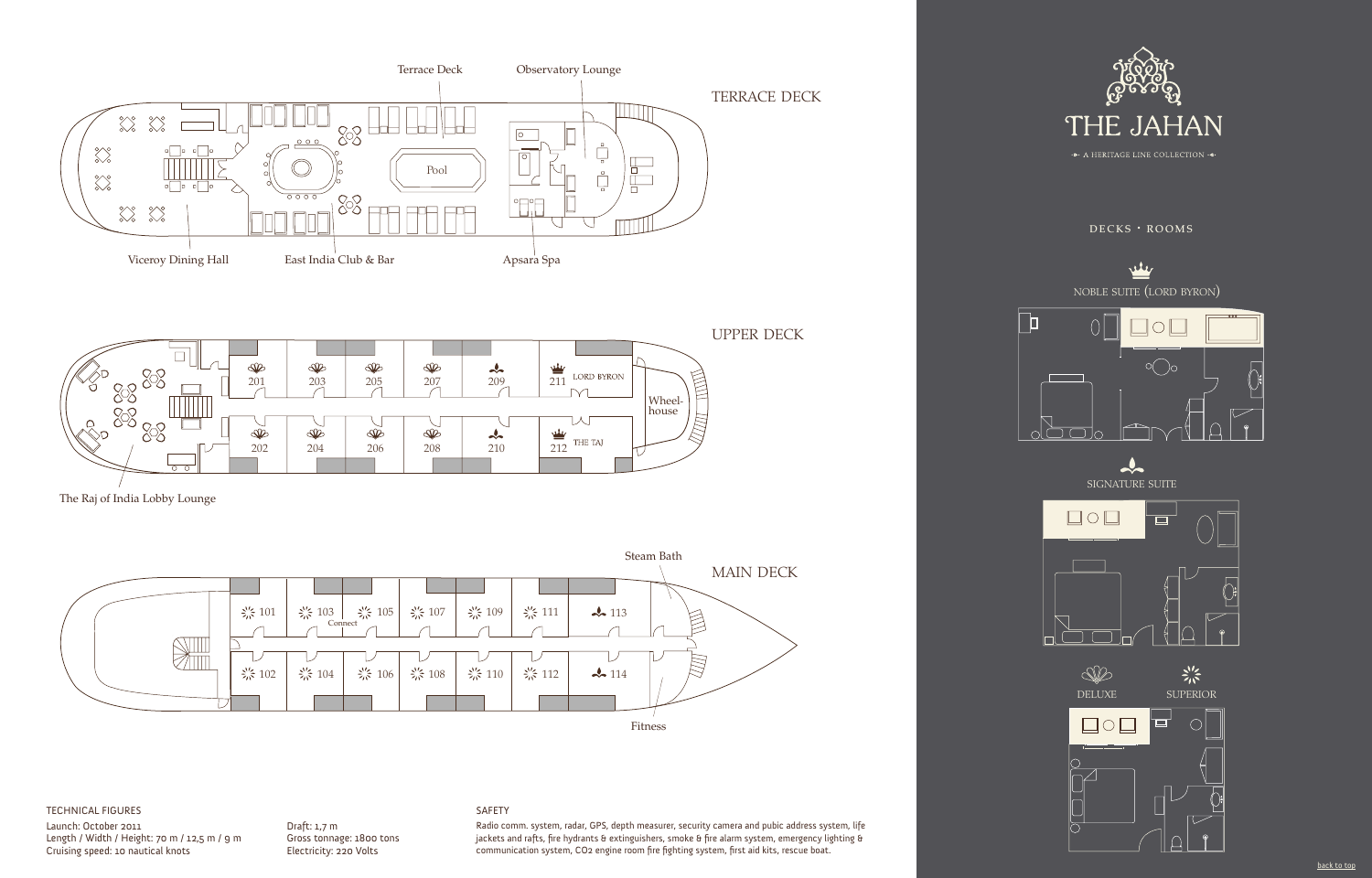# THE JAHAN

A HERITAGE LINE COLLECTION

## DECKS · ROOMS

### TERRACE DECK

Terrace Deck
Observatory Lounge
Pool
Viceroy Dining Hall
East India Club & Bar
Apsara Spa

### UPPER DECK

201, 203, 205, 207, 209, 211 LORD BYRON
202, 204, 206, 208, 210, 212 THE TAJ
Wheelhouse
The Raj of India Lobby Lounge

### MAIN DECK

Steam Bath
101, 103 Connect 105, 107, 109, 111, 113
102, 104, 106, 108, 110, 112, 114
Fitness

NOBLE SUITE (LORD BYRON)

SIGNATURE SUITE

DELUXE

SUPERIOR

### TECHNICAL FIGURES

Launch: October 2011
Length / Width / Height: 70 m / 12,5 m / 9 m
Cruising speed: 10 nautical knots
Draft: 1,7 m
Gross tonnage: 1800 tons
Electricity: 220 Volts

### SAFETY

Radio comm. system, radar, GPS, depth measurer, security camera and pubic address system, life jackets and rafts, fire hydrants & extinguishers, smoke & fire alarm system, emergency lighting & communication system, CO2 engine room fire fighting system, first aid kits, rescue boat.

back to top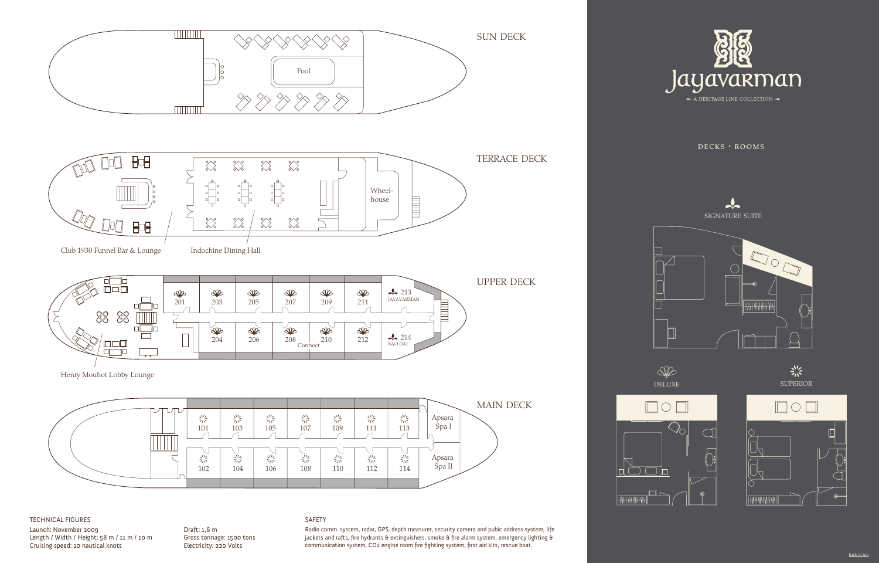# Jayavarman

A HERITAGE LINE COLLECTION

DECKS · ROOMS

## SUN DECK

Pool

## TERRACE DECK

Wheel-house

Club 1930 Funnel Bar & Lounge

Indochine Dining Hall

## UPPER DECK

201, 203, 205, 207, 209, 211, 213 JAYAVARMAN

204, 206, 208, 210, 212, 214 BAO DAI

Connect

Henry Mouhot Lobby Lounge

## MAIN DECK

101, 103, 105, 107, 109, 111, 113

102, 104, 106, 108, 110, 112, 114

Apsara Spa I

Apsara Spa II

SIGNATURE SUITE

DELUXE

SUPERIOR

### TECHNICAL FIGURES

Launch: November 2009
Length / Width / Height: 58 m / 11 m / 10 m
Cruising speed: 10 nautical knots

Draft: 1,6 m
Gross tonnage: 1500 tons
Electricity: 220 Volts

### SAFETY

Radio comm. system, radar, GPS, depth measurer, security camera and pubic address system, life jackets and rafts, fire hydrants & extinguishers, smoke & fire alarm system, emergency lighting & communication system, CO2 engine room fire fighting system, first aid kits, rescue boat.

back to top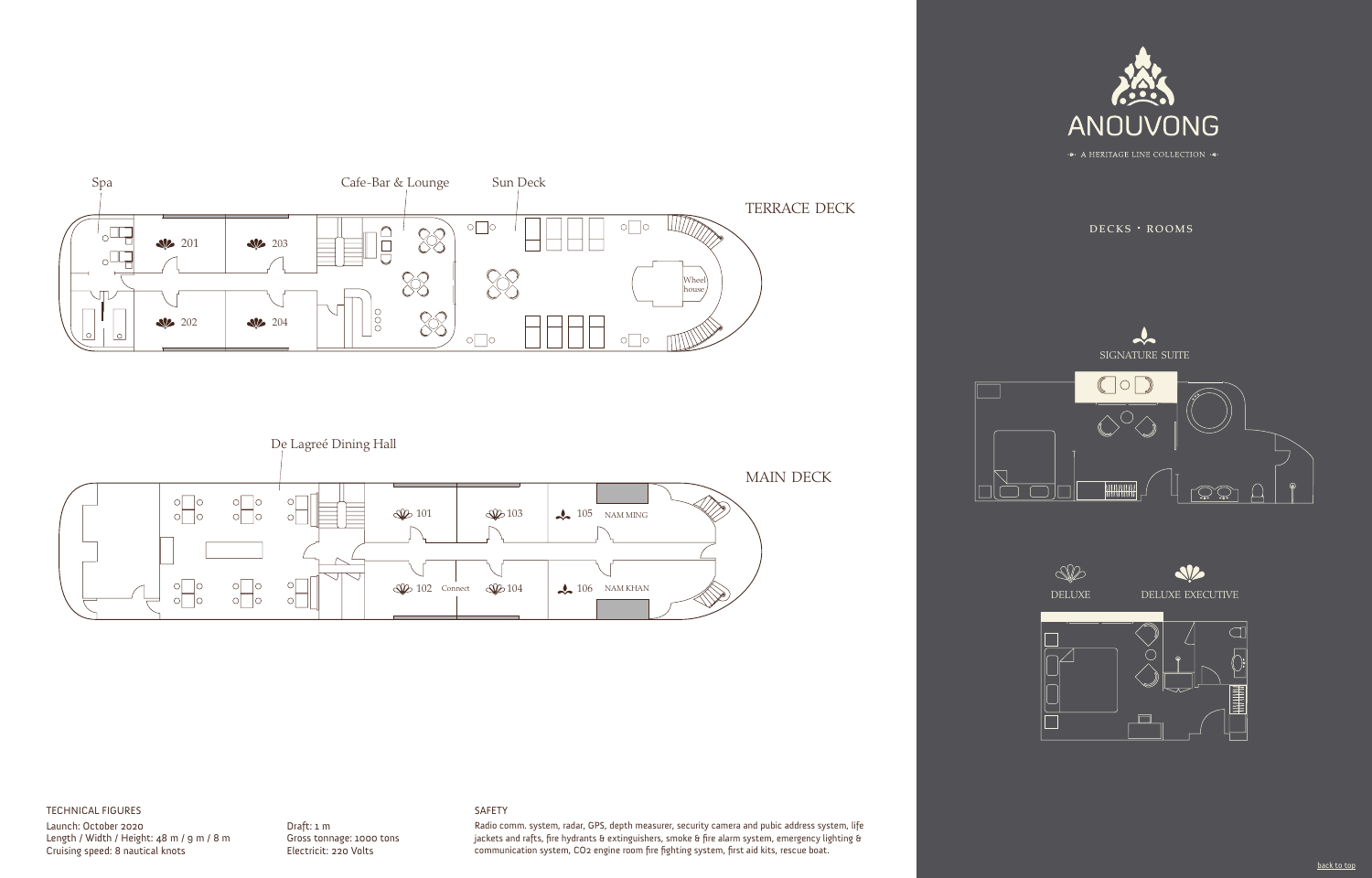# ANOUVONG

A HERITAGE LINE COLLECTION

DECKS • ROOMS

## TERRACE DECK

Spa

Cafe-Bar & Lounge

Sun Deck

201 203

202 204

Wheel house

## MAIN DECK

De Lagreé Dining Hall

101 103 105 NAM MING

102 Connect 104 106 NAM KHAN

SIGNATURE SUITE

DELUXE

DELUXE EXECUTIVE

### TECHNICAL FIGURES

Launch: October 2020
Length / Width / Height: 48 m / 9 m / 8 m
Cruising speed: 8 nautical knots

Draft: 1 m
Gross tonnage: 1000 tons
Electricit: 220 Volts

### SAFETY

Radio comm. system, radar, GPS, depth measurer, security camera and pubic address system, life jackets and rafts, fire hydrants & extinguishers, smoke & fire alarm system, emergency lighting & communication system, CO2 engine room fire fighting system, first aid kits, rescue boat.

back to top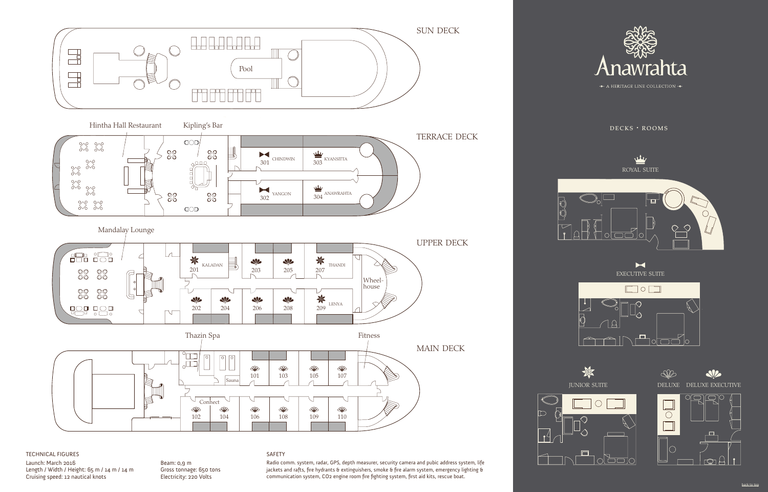# Anawrahta

A HERITAGE LINE COLLECTION

DECKS · ROOMS

## SUN DECK

Pool

## TERRACE DECK

Hintha Hall Restaurant

Kipling's Bar

301 CHINDWIN

302 YANGON

303 KYANSITTA

304 ANAWRAHTA

## UPPER DECK

Mandalay Lounge

201 KALADAN

202

203

204

205

206

207 THANDI

208

209 LENYA

Wheel-house

## MAIN DECK

Thazin Spa

Sauna

Fitness

Connect

101

102

103

104

105

106

107

108

109

110

ROYAL SUITE

EXECUTIVE SUITE

JUNIOR SUITE

DELUXE

DELUXE EXECUTIVE

TECHNICAL FIGURES

Launch: March 2016

Length / Width / Height: 65 m / 14 m / 14 m

Cruising speed: 12 nautical knots

Beam: 0,9 m

Gross tonnage: 650 tons

Electricity: 220 Volts

SAFETY

Radio comm. system, radar, GPS, depth measurer, security camera and pubic address system, life jackets and rafts, fire hydrants & extinguishers, smoke & fire alarm system, emergency lighting & communication system, CO2 engine room fire fighting system, first aid kits, rescue boat.

back to top